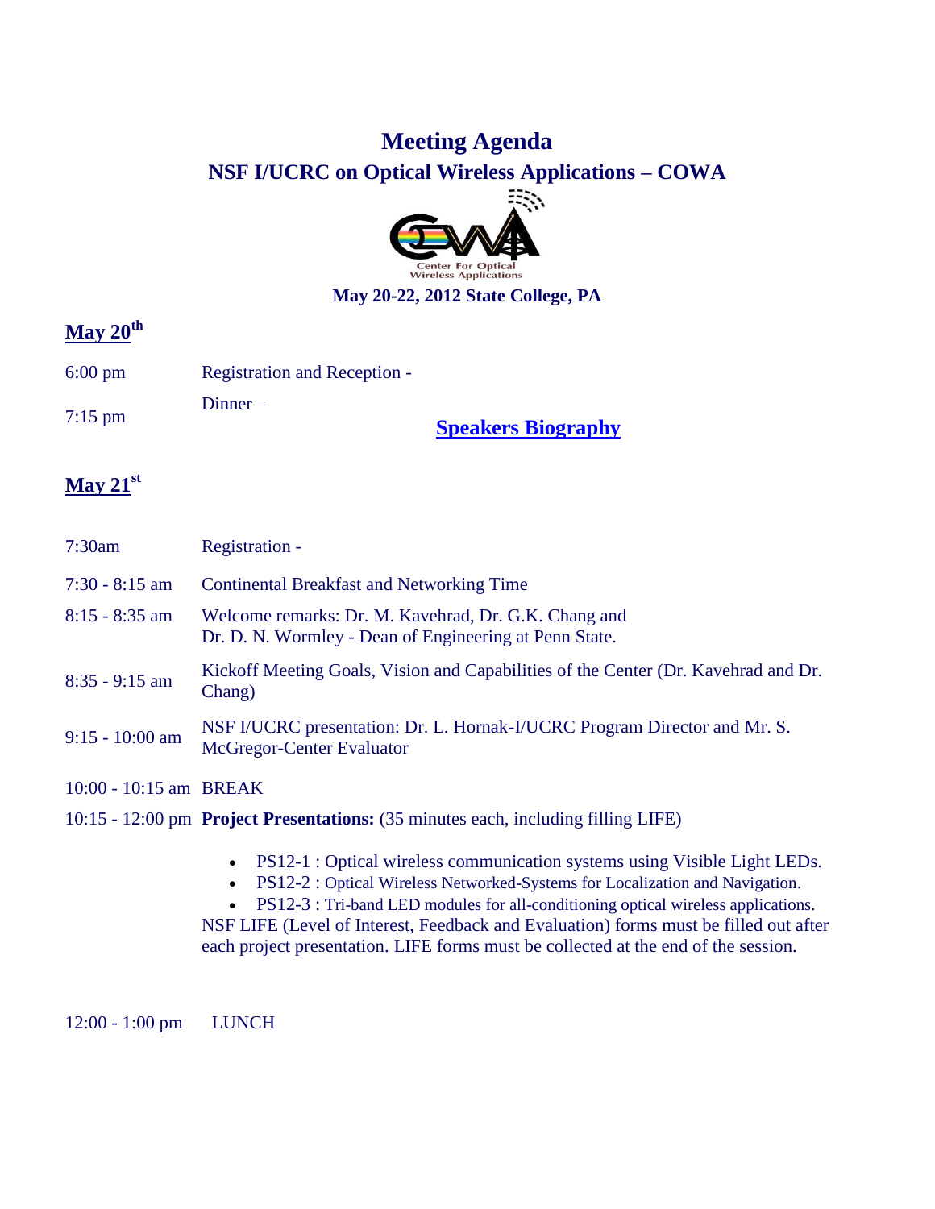# Meeting Agenda

## NSF I/UCRC on Optical Wireless Applications – COWA

Center For Optical Wireless Applications

**May 20-22, 2012 State College, PA**

## May 20th

| | |
|---|---|
| 6:00 pm | Registration and Reception - |
| 7:15 pm | Dinner – |

**Speakers Biography**

## May 21st

| | |
|---|---|
| 7:30am | Registration - |
| 7:30 - 8:15 am | Continental Breakfast and Networking Time |
| 8:15 - 8:35 am | Welcome remarks: Dr. M. Kavehrad, Dr. G.K. Chang and Dr. D. N. Wormley - Dean of Engineering at Penn State. |
| 8:35 - 9:15 am | Kickoff Meeting Goals, Vision and Capabilities of the Center (Dr. Kavehrad and Dr. Chang) |
| 9:15 - 10:00 am | NSF I/UCRC presentation: Dr. L. Hornak-I/UCRC Program Director and Mr. S. McGregor-Center Evaluator |
| 10:00 - 10:15 am | BREAK |
| 10:15 - 12:00 pm | **Project Presentations:** (35 minutes each, including filling LIFE) |

- PS12-1 : Optical wireless communication systems using Visible Light LEDs.
- PS12-2 : Optical Wireless Networked-Systems for Localization and Navigation.
- PS12-3 : Tri-band LED modules for all-conditioning optical wireless applications.

NSF LIFE (Level of Interest, Feedback and Evaluation) forms must be filled out after each project presentation. LIFE forms must be collected at the end of the session.

| | |
|---|---|
| 12:00 - 1:00 pm | LUNCH |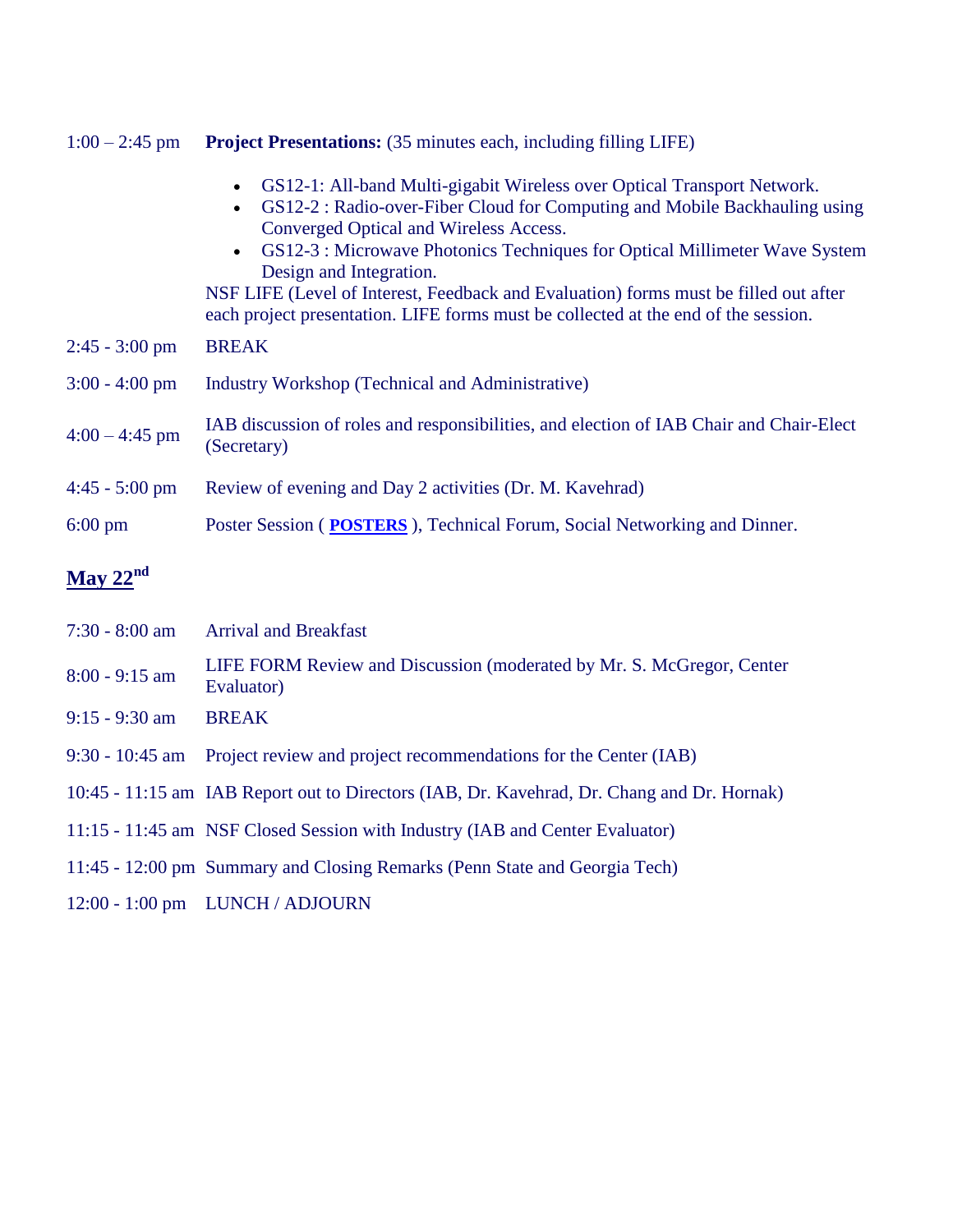| | |
|---|---|
| 1:00 – 2:45 pm | **Project Presentations:** (35 minutes each, including filling LIFE)<br>• GS12-1: All-band Multi-gigabit Wireless over Optical Transport Network.<br>• GS12-2 : Radio-over-Fiber Cloud for Computing and Mobile Backhauling using Converged Optical and Wireless Access.<br>• GS12-3 : Microwave Photonics Techniques for Optical Millimeter Wave System Design and Integration.<br>NSF LIFE (Level of Interest, Feedback and Evaluation) forms must be filled out after each project presentation. LIFE forms must be collected at the end of the session. |
| 2:45 - 3:00 pm | BREAK |
| 3:00 - 4:00 pm | Industry Workshop (Technical and Administrative) |
| 4:00 – 4:45 pm | IAB discussion of roles and responsibilities, and election of IAB Chair and Chair-Elect (Secretary) |
| 4:45 - 5:00 pm | Review of evening and Day 2 activities (Dr. M. Kavehrad) |
| 6:00 pm | Poster Session ( **POSTERS** ), Technical Forum, Social Networking and Dinner. |

## May 22nd

| | |
|---|---|
| 7:30 - 8:00 am | Arrival and Breakfast |
| 8:00 - 9:15 am | LIFE FORM Review and Discussion (moderated by Mr. S. McGregor, Center Evaluator) |
| 9:15 - 9:30 am | BREAK |
| 9:30 - 10:45 am | Project review and project recommendations for the Center (IAB) |
| 10:45 - 11:15 am | IAB Report out to Directors (IAB, Dr. Kavehrad, Dr. Chang and Dr. Hornak) |
| 11:15 - 11:45 am | NSF Closed Session with Industry (IAB and Center Evaluator) |
| 11:45 - 12:00 pm | Summary and Closing Remarks (Penn State and Georgia Tech) |
| 12:00 - 1:00 pm | LUNCH / ADJOURN |